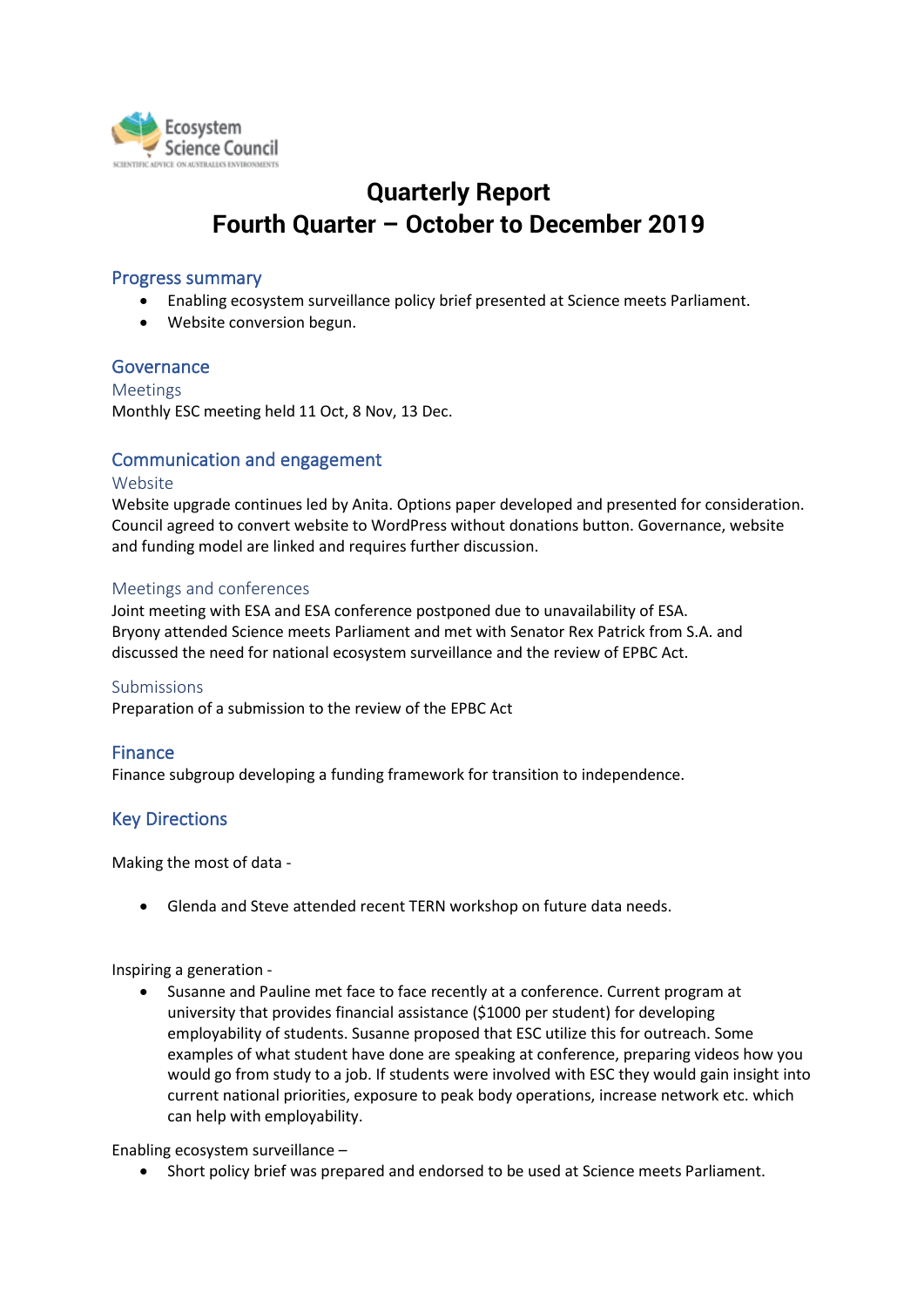Ecosystem Science Council

SCIENTIFIC ADVICE ON AUSTRALIA'S ENVIRONMENTS

# Quarterly Report
# Fourth Quarter – October to December 2019

## Progress summary

- Enabling ecosystem surveillance policy brief presented at Science meets Parliament.
- Website conversion begun.

## Governance

### Meetings

Monthly ESC meeting held 11 Oct, 8 Nov, 13 Dec.

## Communication and engagement

### Website

Website upgrade continues led by Anita. Options paper developed and presented for consideration. Council agreed to convert website to WordPress without donations button. Governance, website and funding model are linked and requires further discussion.

### Meetings and conferences

Joint meeting with ESA and ESA conference postponed due to unavailability of ESA.
Bryony attended Science meets Parliament and met with Senator Rex Patrick from S.A. and discussed the need for national ecosystem surveillance and the review of EPBC Act.

### Submissions

Preparation of a submission to the review of the EPBC Act

## Finance

Finance subgroup developing a funding framework for transition to independence.

## Key Directions

Making the most of data -

- Glenda and Steve attended recent TERN workshop on future data needs.

Inspiring a generation -

- Susanne and Pauline met face to face recently at a conference. Current program at university that provides financial assistance ($1000 per student) for developing employability of students. Susanne proposed that ESC utilize this for outreach. Some examples of what student have done are speaking at conference, preparing videos how you would go from study to a job. If students were involved with ESC they would gain insight into current national priorities, exposure to peak body operations, increase network etc. which can help with employability.

Enabling ecosystem surveillance –

- Short policy brief was prepared and endorsed to be used at Science meets Parliament.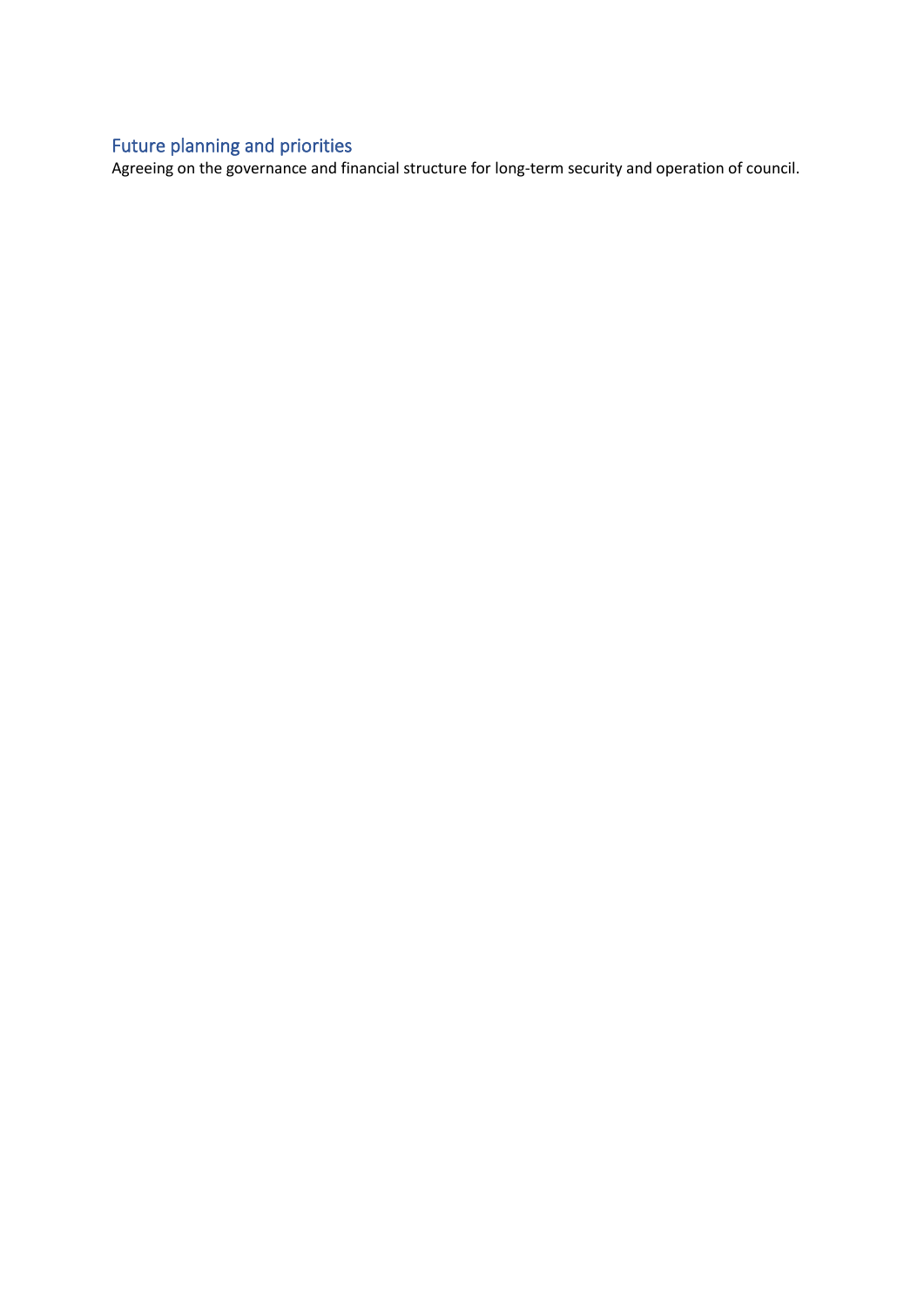## Future planning and priorities

Agreeing on the governance and financial structure for long-term security and operation of council.